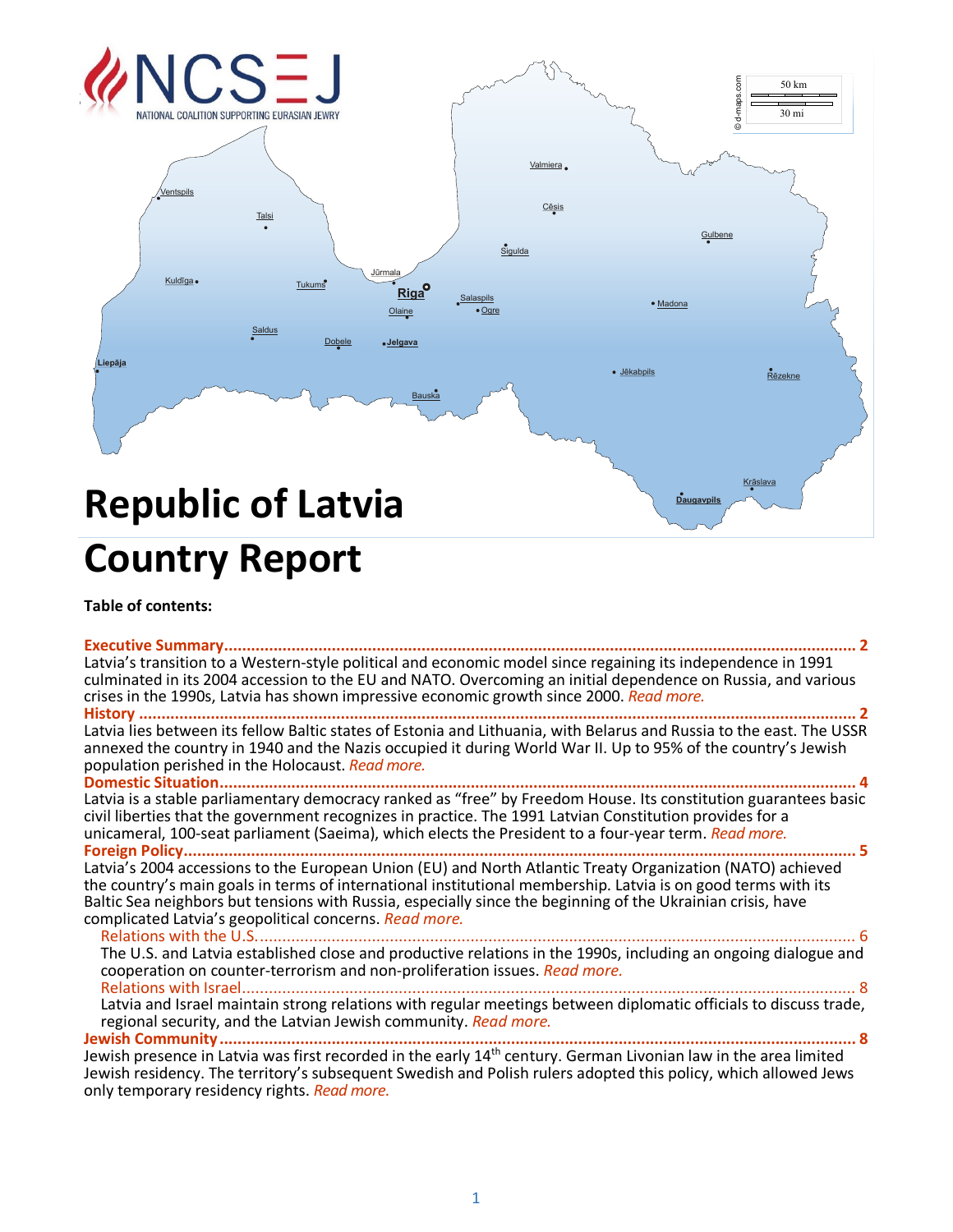NCSEJ
NATIONAL COALITION SUPPORTING EURASIAN JEWRY

# Republic of Latvia Country Report

**Table of contents:**

**Executive Summary** ........ 2
Latvia's transition to a Western-style political and economic model since regaining its independence in 1991 culminated in its 2004 accession to the EU and NATO. Overcoming an initial dependence on Russia, and various crises in the 1990s, Latvia has shown impressive economic growth since 2000. *Read more.*

**History** ........ 2
Latvia lies between its fellow Baltic states of Estonia and Lithuania, with Belarus and Russia to the east. The USSR annexed the country in 1940 and the Nazis occupied it during World War II. Up to 95% of the country's Jewish population perished in the Holocaust. *Read more.*

**Domestic Situation** ........ 4
Latvia is a stable parliamentary democracy ranked as "free" by Freedom House. Its constitution guarantees basic civil liberties that the government recognizes in practice. The 1991 Latvian Constitution provides for a unicameral, 100-seat parliament (Saeima), which elects the President to a four-year term. *Read more.*

**Foreign Policy** ........ 5
Latvia's 2004 accessions to the European Union (EU) and North Atlantic Treaty Organization (NATO) achieved the country's main goals in terms of international institutional membership. Latvia is on good terms with its Baltic Sea neighbors but tensions with Russia, especially since the beginning of the Ukrainian crisis, have complicated Latvia's geopolitical concerns. *Read more.*

Relations with the U.S. ........ 6
The U.S. and Latvia established close and productive relations in the 1990s, including an ongoing dialogue and cooperation on counter-terrorism and non-proliferation issues. *Read more.*

Relations with Israel ........ 8
Latvia and Israel maintain strong relations with regular meetings between diplomatic officials to discuss trade, regional security, and the Latvian Jewish community. *Read more.*

**Jewish Community** ........ 8
Jewish presence in Latvia was first recorded in the early 14th century. German Livonian law in the area limited Jewish residency. The territory's subsequent Swedish and Polish rulers adopted this policy, which allowed Jews only temporary residency rights. *Read more.*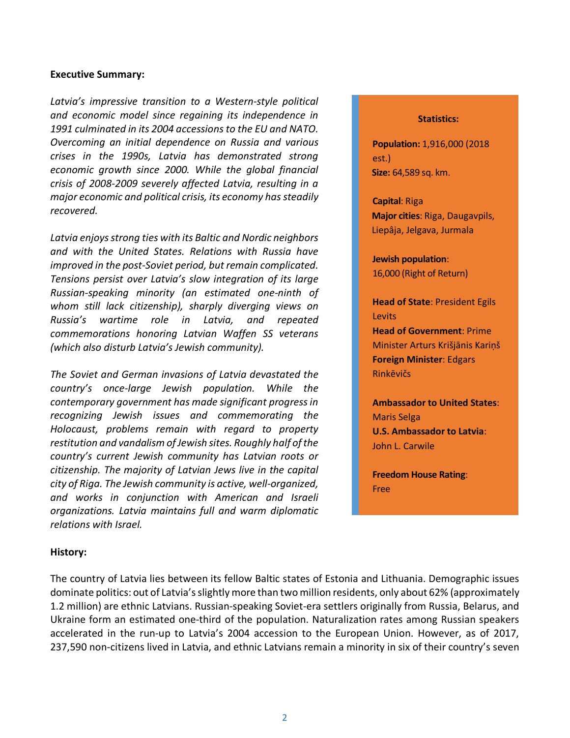**Executive Summary:**

*Latvia's impressive transition to a Western-style political and economic model since regaining its independence in 1991 culminated in its 2004 accessions to the EU and NATO. Overcoming an initial dependence on Russia and various crises in the 1990s, Latvia has demonstrated strong economic growth since 2000. While the global financial crisis of 2008-2009 severely affected Latvia, resulting in a major economic and political crisis, its economy has steadily recovered.*

*Latvia enjoys strong ties with its Baltic and Nordic neighbors and with the United States. Relations with Russia have improved in the post-Soviet period, but remain complicated. Tensions persist over Latvia's slow integration of its large Russian-speaking minority (an estimated one-ninth of whom still lack citizenship), sharply diverging views on Russia's wartime role in Latvia, and repeated commemorations honoring Latvian Waffen SS veterans (which also disturb Latvia's Jewish community).*

*The Soviet and German invasions of Latvia devastated the country's once-large Jewish population. While the contemporary government has made significant progress in recognizing Jewish issues and commemorating the Holocaust, problems remain with regard to property restitution and vandalism of Jewish sites. Roughly half of the country's current Jewish community has Latvian roots or citizenship. The majority of Latvian Jews live in the capital city of Riga. The Jewish community is active, well-organized, and works in conjunction with American and Israeli organizations. Latvia maintains full and warm diplomatic relations with Israel.*

**Statistics:**

**Population:** 1,916,000 (2018 est.)
**Size:** 64,589 sq. km.

**Capital**: Riga
**Major cities**: Riga, Daugavpils, Liepâja, Jelgava, Jurmala

**Jewish population**: 16,000 (Right of Return)

**Head of State**: President Egils Levits
**Head of Government**: Prime Minister Arturs Krišjānis Kariņš
**Foreign Minister**: Edgars Rinkēvičs

**Ambassador to United States**: Maris Selga
**U.S. Ambassador to Latvia**: John L. Carwile

**Freedom House Rating**: Free

**History:**

The country of Latvia lies between its fellow Baltic states of Estonia and Lithuania. Demographic issues dominate politics: out of Latvia's slightly more than two million residents, only about 62% (approximately 1.2 million) are ethnic Latvians. Russian-speaking Soviet-era settlers originally from Russia, Belarus, and Ukraine form an estimated one-third of the population. Naturalization rates among Russian speakers accelerated in the run-up to Latvia's 2004 accession to the European Union. However, as of 2017, 237,590 non-citizens lived in Latvia, and ethnic Latvians remain a minority in six of their country's seven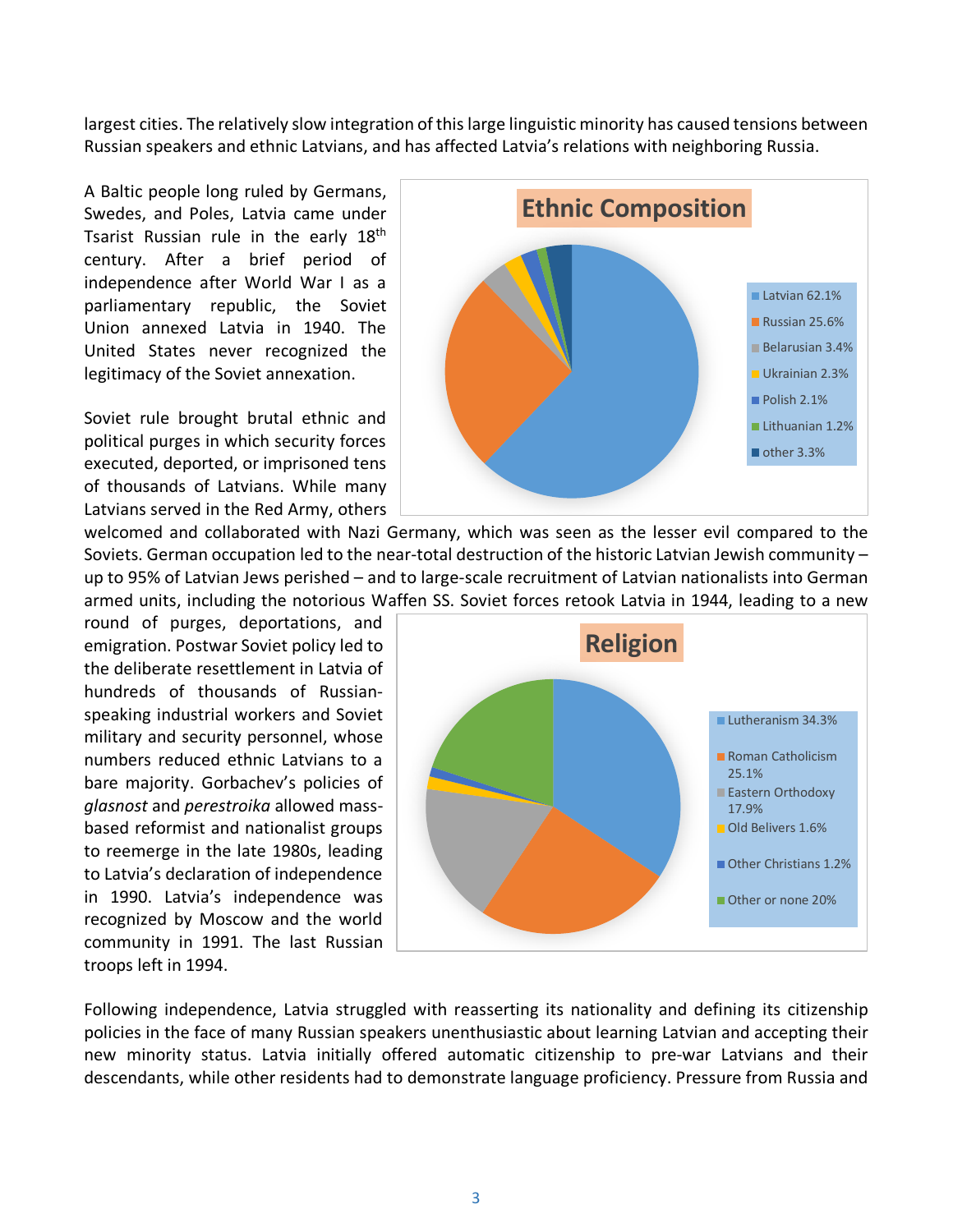largest cities. The relatively slow integration of this large linguistic minority has caused tensions between Russian speakers and ethnic Latvians, and has affected Latvia's relations with neighboring Russia.

A Baltic people long ruled by Germans, Swedes, and Poles, Latvia came under Tsarist Russian rule in the early 18th century. After a brief period of independence after World War I as a parliamentary republic, the Soviet Union annexed Latvia in 1940. The United States never recognized the legitimacy of the Soviet annexation.

**Ethnic Composition**

Latvian 62.1%
Russian 25.6%
Belarusian 3.4%
Ukrainian 2.3%
Polish 2.1%
Lithuanian 1.2%
other 3.3%

Soviet rule brought brutal ethnic and political purges in which security forces executed, deported, or imprisoned tens of thousands of Latvians. While many Latvians served in the Red Army, others welcomed and collaborated with Nazi Germany, which was seen as the lesser evil compared to the Soviets. German occupation led to the near-total destruction of the historic Latvian Jewish community – up to 95% of Latvian Jews perished – and to large-scale recruitment of Latvian nationalists into German armed units, including the notorious Waffen SS. Soviet forces retook Latvia in 1944, leading to a new round of purges, deportations, and emigration. Postwar Soviet policy led to the deliberate resettlement in Latvia of hundreds of thousands of Russian-speaking industrial workers and Soviet military and security personnel, whose numbers reduced ethnic Latvians to a bare majority. Gorbachev's policies of *glasnost* and *perestroika* allowed mass-based reformist and nationalist groups to reemerge in the late 1980s, leading to Latvia's declaration of independence in 1990. Latvia's independence was recognized by Moscow and the world community in 1991. The last Russian troops left in 1994.

**Religion**

Lutheranism 34.3%
Roman Catholicism 25.1%
Eastern Orthodoxy 17.9%
Old Belivers 1.6%
Other Christians 1.2%
Other or none 20%

Following independence, Latvia struggled with reasserting its nationality and defining its citizenship policies in the face of many Russian speakers unenthusiastic about learning Latvian and accepting their new minority status. Latvia initially offered automatic citizenship to pre-war Latvians and their descendants, while other residents had to demonstrate language proficiency. Pressure from Russia and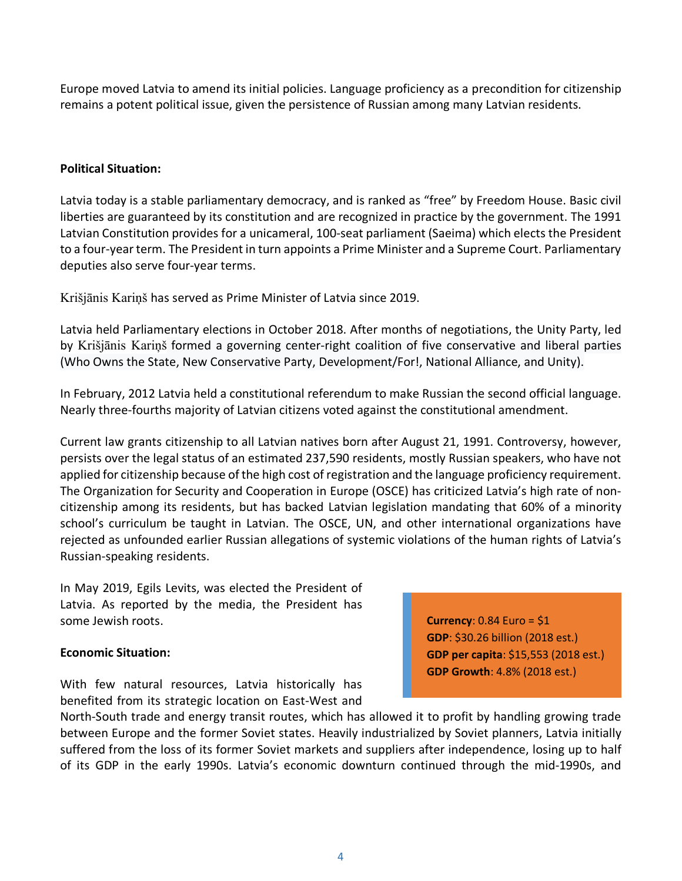Europe moved Latvia to amend its initial policies. Language proficiency as a precondition for citizenship remains a potent political issue, given the persistence of Russian among many Latvian residents.

**Political Situation:**

Latvia today is a stable parliamentary democracy, and is ranked as "free" by Freedom House. Basic civil liberties are guaranteed by its constitution and are recognized in practice by the government. The 1991 Latvian Constitution provides for a unicameral, 100-seat parliament (Saeima) which elects the President to a four-year term. The President in turn appoints a Prime Minister and a Supreme Court. Parliamentary deputies also serve four-year terms.

Krišjānis Kariņš has served as Prime Minister of Latvia since 2019.

Latvia held Parliamentary elections in October 2018. After months of negotiations, the Unity Party, led by Krišjānis Kariņš formed a governing center-right coalition of five conservative and liberal parties (Who Owns the State, New Conservative Party, Development/For!, National Alliance, and Unity).

In February, 2012 Latvia held a constitutional referendum to make Russian the second official language. Nearly three-fourths majority of Latvian citizens voted against the constitutional amendment.

Current law grants citizenship to all Latvian natives born after August 21, 1991. Controversy, however, persists over the legal status of an estimated 237,590 residents, mostly Russian speakers, who have not applied for citizenship because of the high cost of registration and the language proficiency requirement. The Organization for Security and Cooperation in Europe (OSCE) has criticized Latvia's high rate of non-citizenship among its residents, but has backed Latvian legislation mandating that 60% of a minority school's curriculum be taught in Latvian. The OSCE, UN, and other international organizations have rejected as unfounded earlier Russian allegations of systemic violations of the human rights of Latvia's Russian-speaking residents.

In May 2019, Egils Levits, was elected the President of Latvia. As reported by the media, the President has some Jewish roots.

**Currency**: 0.84 Euro = $1
**GDP**: $30.26 billion (2018 est.)
**GDP per capita**: $15,553 (2018 est.)
**GDP Growth**: 4.8% (2018 est.)

**Economic Situation:**

With few natural resources, Latvia historically has benefited from its strategic location on East-West and North-South trade and energy transit routes, which has allowed it to profit by handling growing trade between Europe and the former Soviet states. Heavily industrialized by Soviet planners, Latvia initially suffered from the loss of its former Soviet markets and suppliers after independence, losing up to half of its GDP in the early 1990s. Latvia's economic downturn continued through the mid-1990s, and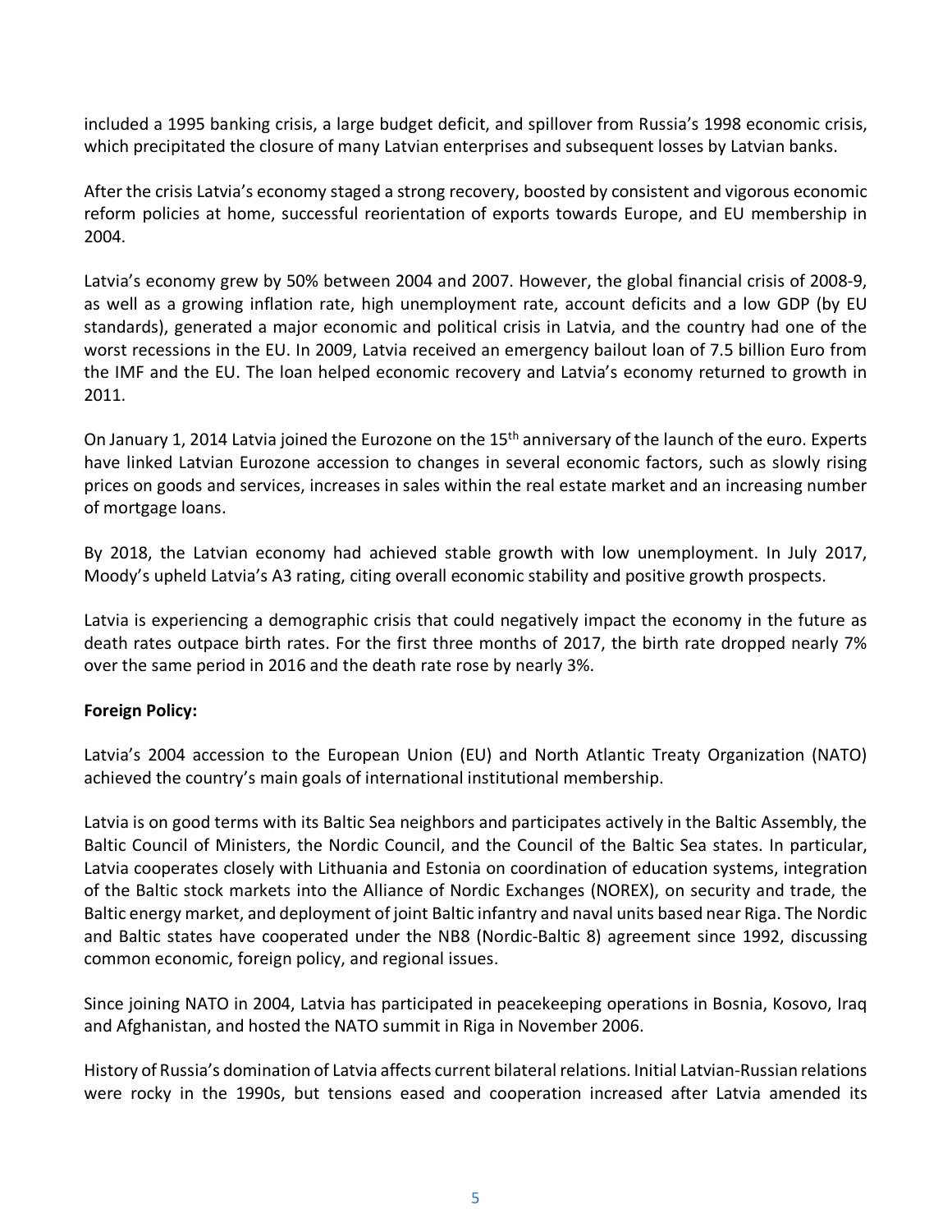included a 1995 banking crisis, a large budget deficit, and spillover from Russia's 1998 economic crisis, which precipitated the closure of many Latvian enterprises and subsequent losses by Latvian banks.

After the crisis Latvia's economy staged a strong recovery, boosted by consistent and vigorous economic reform policies at home, successful reorientation of exports towards Europe, and EU membership in 2004.

Latvia's economy grew by 50% between 2004 and 2007. However, the global financial crisis of 2008-9, as well as a growing inflation rate, high unemployment rate, account deficits and a low GDP (by EU standards), generated a major economic and political crisis in Latvia, and the country had one of the worst recessions in the EU. In 2009, Latvia received an emergency bailout loan of 7.5 billion Euro from the IMF and the EU. The loan helped economic recovery and Latvia's economy returned to growth in 2011.

On January 1, 2014 Latvia joined the Eurozone on the 15th anniversary of the launch of the euro. Experts have linked Latvian Eurozone accession to changes in several economic factors, such as slowly rising prices on goods and services, increases in sales within the real estate market and an increasing number of mortgage loans.

By 2018, the Latvian economy had achieved stable growth with low unemployment. In July 2017, Moody's upheld Latvia's A3 rating, citing overall economic stability and positive growth prospects.

Latvia is experiencing a demographic crisis that could negatively impact the economy in the future as death rates outpace birth rates. For the first three months of 2017, the birth rate dropped nearly 7% over the same period in 2016 and the death rate rose by nearly 3%.

**Foreign Policy:**

Latvia's 2004 accession to the European Union (EU) and North Atlantic Treaty Organization (NATO) achieved the country's main goals of international institutional membership.

Latvia is on good terms with its Baltic Sea neighbors and participates actively in the Baltic Assembly, the Baltic Council of Ministers, the Nordic Council, and the Council of the Baltic Sea states. In particular, Latvia cooperates closely with Lithuania and Estonia on coordination of education systems, integration of the Baltic stock markets into the Alliance of Nordic Exchanges (NOREX), on security and trade, the Baltic energy market, and deployment of joint Baltic infantry and naval units based near Riga. The Nordic and Baltic states have cooperated under the NB8 (Nordic-Baltic 8) agreement since 1992, discussing common economic, foreign policy, and regional issues.

Since joining NATO in 2004, Latvia has participated in peacekeeping operations in Bosnia, Kosovo, Iraq and Afghanistan, and hosted the NATO summit in Riga in November 2006.

History of Russia's domination of Latvia affects current bilateral relations. Initial Latvian-Russian relations were rocky in the 1990s, but tensions eased and cooperation increased after Latvia amended its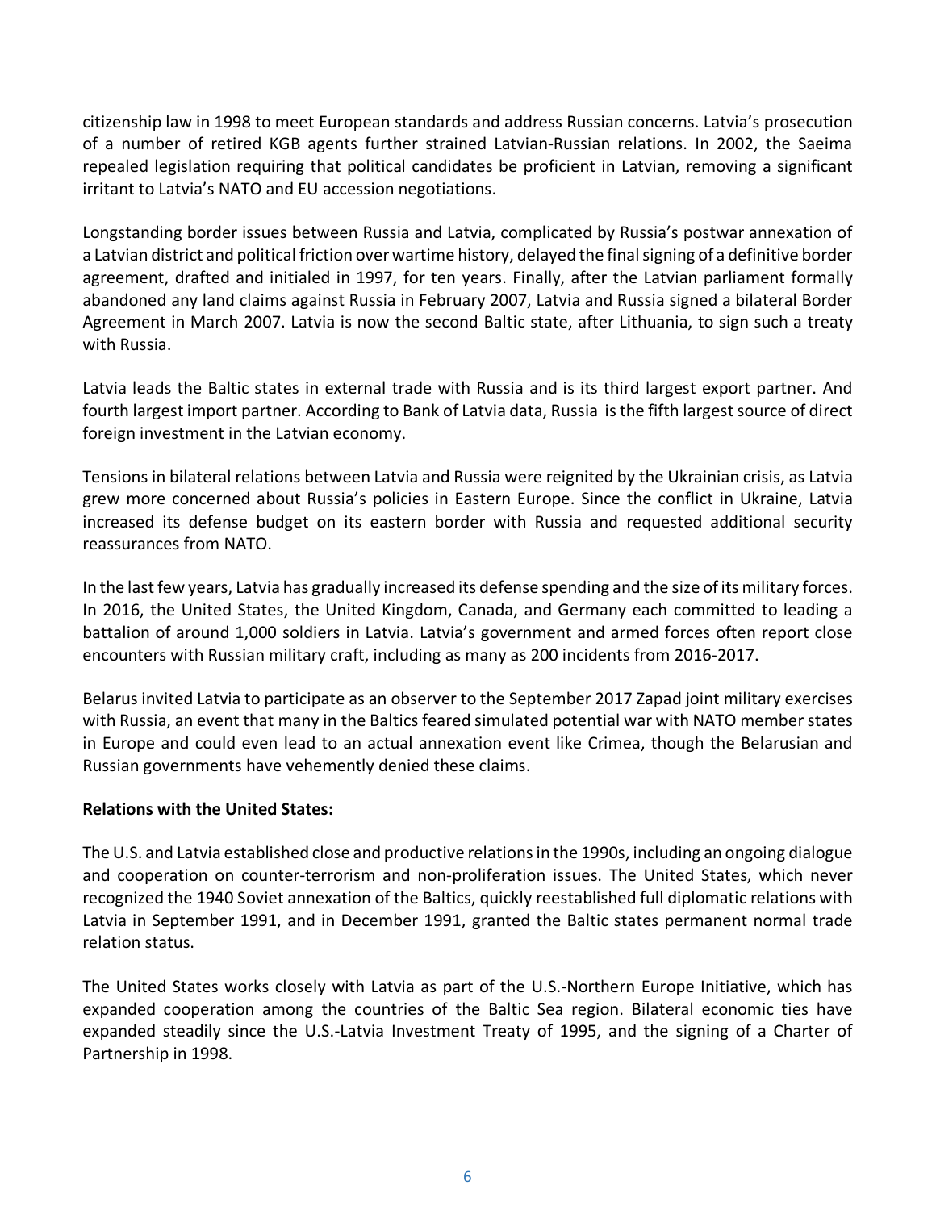citizenship law in 1998 to meet European standards and address Russian concerns. Latvia's prosecution of a number of retired KGB agents further strained Latvian-Russian relations. In 2002, the Saeima repealed legislation requiring that political candidates be proficient in Latvian, removing a significant irritant to Latvia's NATO and EU accession negotiations.

Longstanding border issues between Russia and Latvia, complicated by Russia's postwar annexation of a Latvian district and political friction over wartime history, delayed the final signing of a definitive border agreement, drafted and initialed in 1997, for ten years. Finally, after the Latvian parliament formally abandoned any land claims against Russia in February 2007, Latvia and Russia signed a bilateral Border Agreement in March 2007. Latvia is now the second Baltic state, after Lithuania, to sign such a treaty with Russia.

Latvia leads the Baltic states in external trade with Russia and is its third largest export partner. And fourth largest import partner. According to Bank of Latvia data, Russia is the fifth largest source of direct foreign investment in the Latvian economy.

Tensions in bilateral relations between Latvia and Russia were reignited by the Ukrainian crisis, as Latvia grew more concerned about Russia's policies in Eastern Europe. Since the conflict in Ukraine, Latvia increased its defense budget on its eastern border with Russia and requested additional security reassurances from NATO.

In the last few years, Latvia has gradually increased its defense spending and the size of its military forces. In 2016, the United States, the United Kingdom, Canada, and Germany each committed to leading a battalion of around 1,000 soldiers in Latvia. Latvia's government and armed forces often report close encounters with Russian military craft, including as many as 200 incidents from 2016-2017.

Belarus invited Latvia to participate as an observer to the September 2017 Zapad joint military exercises with Russia, an event that many in the Baltics feared simulated potential war with NATO member states in Europe and could even lead to an actual annexation event like Crimea, though the Belarusian and Russian governments have vehemently denied these claims.

**Relations with the United States:**

The U.S. and Latvia established close and productive relations in the 1990s, including an ongoing dialogue and cooperation on counter-terrorism and non-proliferation issues. The United States, which never recognized the 1940 Soviet annexation of the Baltics, quickly reestablished full diplomatic relations with Latvia in September 1991, and in December 1991, granted the Baltic states permanent normal trade relation status.

The United States works closely with Latvia as part of the U.S.-Northern Europe Initiative, which has expanded cooperation among the countries of the Baltic Sea region. Bilateral economic ties have expanded steadily since the U.S.-Latvia Investment Treaty of 1995, and the signing of a Charter of Partnership in 1998.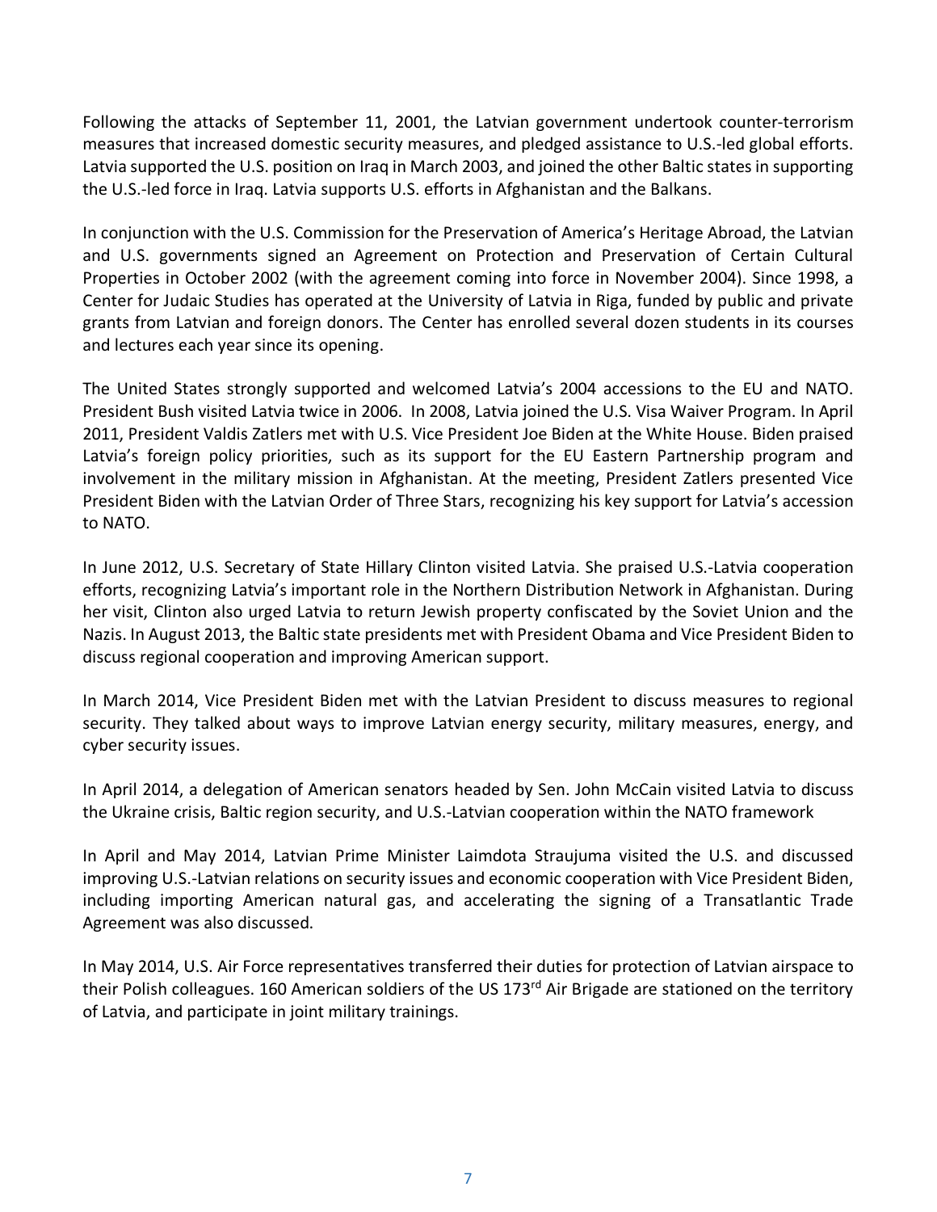Following the attacks of September 11, 2001, the Latvian government undertook counter-terrorism measures that increased domestic security measures, and pledged assistance to U.S.-led global efforts. Latvia supported the U.S. position on Iraq in March 2003, and joined the other Baltic states in supporting the U.S.-led force in Iraq. Latvia supports U.S. efforts in Afghanistan and the Balkans.

In conjunction with the U.S. Commission for the Preservation of America's Heritage Abroad, the Latvian and U.S. governments signed an Agreement on Protection and Preservation of Certain Cultural Properties in October 2002 (with the agreement coming into force in November 2004). Since 1998, a Center for Judaic Studies has operated at the University of Latvia in Riga, funded by public and private grants from Latvian and foreign donors. The Center has enrolled several dozen students in its courses and lectures each year since its opening.

The United States strongly supported and welcomed Latvia's 2004 accessions to the EU and NATO. President Bush visited Latvia twice in 2006. In 2008, Latvia joined the U.S. Visa Waiver Program. In April 2011, President Valdis Zatlers met with U.S. Vice President Joe Biden at the White House. Biden praised Latvia's foreign policy priorities, such as its support for the EU Eastern Partnership program and involvement in the military mission in Afghanistan. At the meeting, President Zatlers presented Vice President Biden with the Latvian Order of Three Stars, recognizing his key support for Latvia's accession to NATO.

In June 2012, U.S. Secretary of State Hillary Clinton visited Latvia. She praised U.S.-Latvia cooperation efforts, recognizing Latvia's important role in the Northern Distribution Network in Afghanistan. During her visit, Clinton also urged Latvia to return Jewish property confiscated by the Soviet Union and the Nazis. In August 2013, the Baltic state presidents met with President Obama and Vice President Biden to discuss regional cooperation and improving American support.

In March 2014, Vice President Biden met with the Latvian President to discuss measures to regional security. They talked about ways to improve Latvian energy security, military measures, energy, and cyber security issues.

In April 2014, a delegation of American senators headed by Sen. John McCain visited Latvia to discuss the Ukraine crisis, Baltic region security, and U.S.-Latvian cooperation within the NATO framework

In April and May 2014, Latvian Prime Minister Laimdota Straujuma visited the U.S. and discussed improving U.S.-Latvian relations on security issues and economic cooperation with Vice President Biden, including importing American natural gas, and accelerating the signing of a Transatlantic Trade Agreement was also discussed.

In May 2014, U.S. Air Force representatives transferred their duties for protection of Latvian airspace to their Polish colleagues. 160 American soldiers of the US 173rd Air Brigade are stationed on the territory of Latvia, and participate in joint military trainings.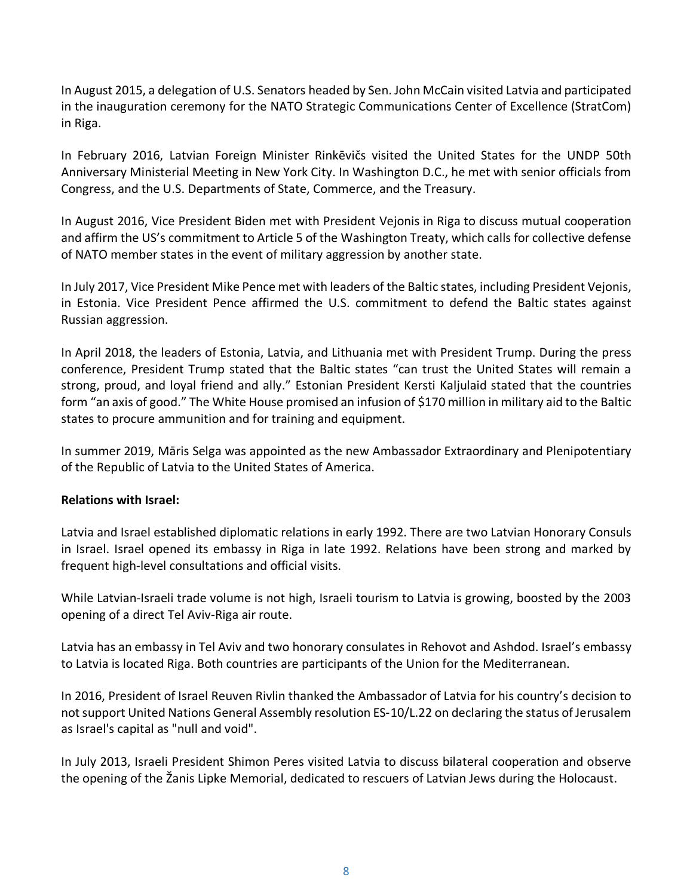In August 2015, a delegation of U.S. Senators headed by Sen. John McCain visited Latvia and participated in the inauguration ceremony for the NATO Strategic Communications Center of Excellence (StratCom) in Riga.

In February 2016, Latvian Foreign Minister Rinkēvičs visited the United States for the UNDP 50th Anniversary Ministerial Meeting in New York City. In Washington D.C., he met with senior officials from Congress, and the U.S. Departments of State, Commerce, and the Treasury.

In August 2016, Vice President Biden met with President Vejonis in Riga to discuss mutual cooperation and affirm the US's commitment to Article 5 of the Washington Treaty, which calls for collective defense of NATO member states in the event of military aggression by another state.

In July 2017, Vice President Mike Pence met with leaders of the Baltic states, including President Vejonis, in Estonia. Vice President Pence affirmed the U.S. commitment to defend the Baltic states against Russian aggression.

In April 2018, the leaders of Estonia, Latvia, and Lithuania met with President Trump. During the press conference, President Trump stated that the Baltic states "can trust the United States will remain a strong, proud, and loyal friend and ally." Estonian President Kersti Kaljulaid stated that the countries form "an axis of good." The White House promised an infusion of $170 million in military aid to the Baltic states to procure ammunition and for training and equipment.

In summer 2019, Māris Selga was appointed as the new Ambassador Extraordinary and Plenipotentiary of the Republic of Latvia to the United States of America.

**Relations with Israel:**

Latvia and Israel established diplomatic relations in early 1992. There are two Latvian Honorary Consuls in Israel. Israel opened its embassy in Riga in late 1992. Relations have been strong and marked by frequent high-level consultations and official visits.

While Latvian-Israeli trade volume is not high, Israeli tourism to Latvia is growing, boosted by the 2003 opening of a direct Tel Aviv-Riga air route.

Latvia has an embassy in Tel Aviv and two honorary consulates in Rehovot and Ashdod. Israel's embassy to Latvia is located Riga. Both countries are participants of the Union for the Mediterranean.

In 2016, President of Israel Reuven Rivlin thanked the Ambassador of Latvia for his country's decision to not support United Nations General Assembly resolution ES-10/L.22 on declaring the status of Jerusalem as Israel's capital as "null and void".

In July 2013, Israeli President Shimon Peres visited Latvia to discuss bilateral cooperation and observe the opening of the Žanis Lipke Memorial, dedicated to rescuers of Latvian Jews during the Holocaust.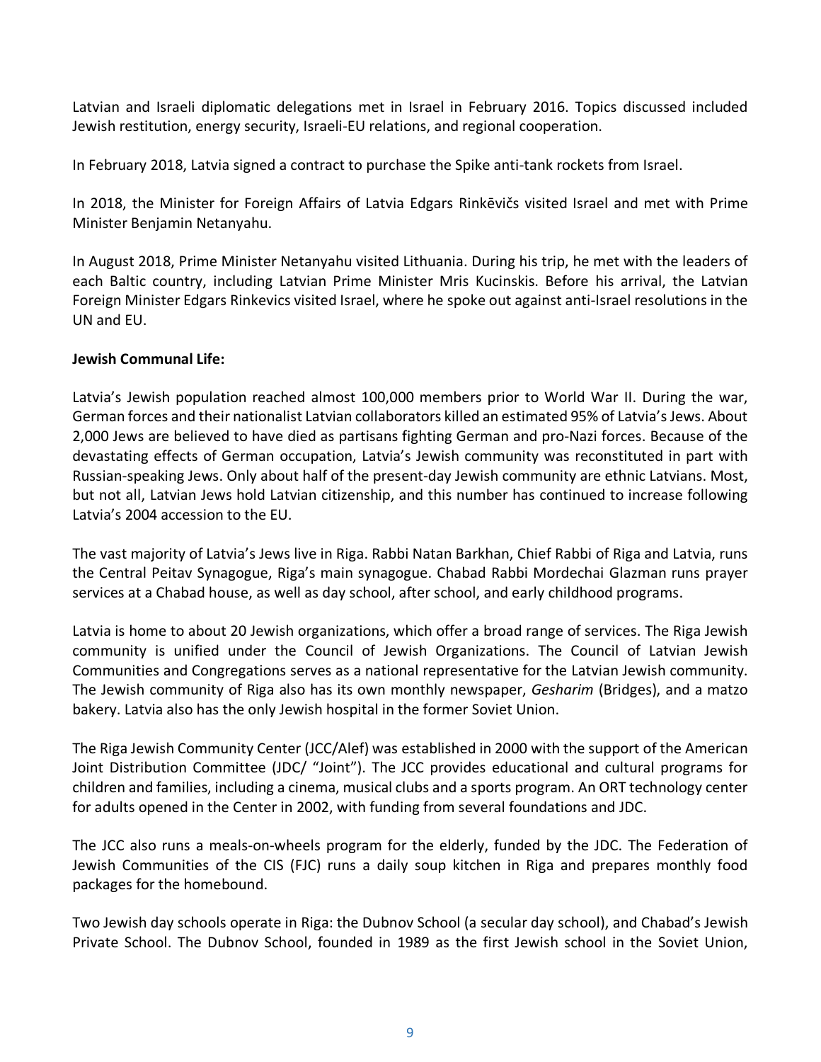Latvian and Israeli diplomatic delegations met in Israel in February 2016. Topics discussed included Jewish restitution, energy security, Israeli-EU relations, and regional cooperation.

In February 2018, Latvia signed a contract to purchase the Spike anti-tank rockets from Israel.

In 2018, the Minister for Foreign Affairs of Latvia Edgars Rinkēvičs visited Israel and met with Prime Minister Benjamin Netanyahu.

In August 2018, Prime Minister Netanyahu visited Lithuania. During his trip, he met with the leaders of each Baltic country, including Latvian Prime Minister Mris Kucinskis. Before his arrival, the Latvian Foreign Minister Edgars Rinkevics visited Israel, where he spoke out against anti-Israel resolutions in the UN and EU.

**Jewish Communal Life:**

Latvia's Jewish population reached almost 100,000 members prior to World War II. During the war, German forces and their nationalist Latvian collaborators killed an estimated 95% of Latvia's Jews. About 2,000 Jews are believed to have died as partisans fighting German and pro-Nazi forces. Because of the devastating effects of German occupation, Latvia's Jewish community was reconstituted in part with Russian-speaking Jews. Only about half of the present-day Jewish community are ethnic Latvians. Most, but not all, Latvian Jews hold Latvian citizenship, and this number has continued to increase following Latvia's 2004 accession to the EU.

The vast majority of Latvia's Jews live in Riga. Rabbi Natan Barkhan, Chief Rabbi of Riga and Latvia, runs the Central Peitav Synagogue, Riga's main synagogue. Chabad Rabbi Mordechai Glazman runs prayer services at a Chabad house, as well as day school, after school, and early childhood programs.

Latvia is home to about 20 Jewish organizations, which offer a broad range of services. The Riga Jewish community is unified under the Council of Jewish Organizations. The Council of Latvian Jewish Communities and Congregations serves as a national representative for the Latvian Jewish community. The Jewish community of Riga also has its own monthly newspaper, *Gesharim* (Bridges), and a matzo bakery. Latvia also has the only Jewish hospital in the former Soviet Union.

The Riga Jewish Community Center (JCC/Alef) was established in 2000 with the support of the American Joint Distribution Committee (JDC/ "Joint"). The JCC provides educational and cultural programs for children and families, including a cinema, musical clubs and a sports program. An ORT technology center for adults opened in the Center in 2002, with funding from several foundations and JDC.

The JCC also runs a meals-on-wheels program for the elderly, funded by the JDC. The Federation of Jewish Communities of the CIS (FJC) runs a daily soup kitchen in Riga and prepares monthly food packages for the homebound.

Two Jewish day schools operate in Riga: the Dubnov School (a secular day school), and Chabad's Jewish Private School. The Dubnov School, founded in 1989 as the first Jewish school in the Soviet Union,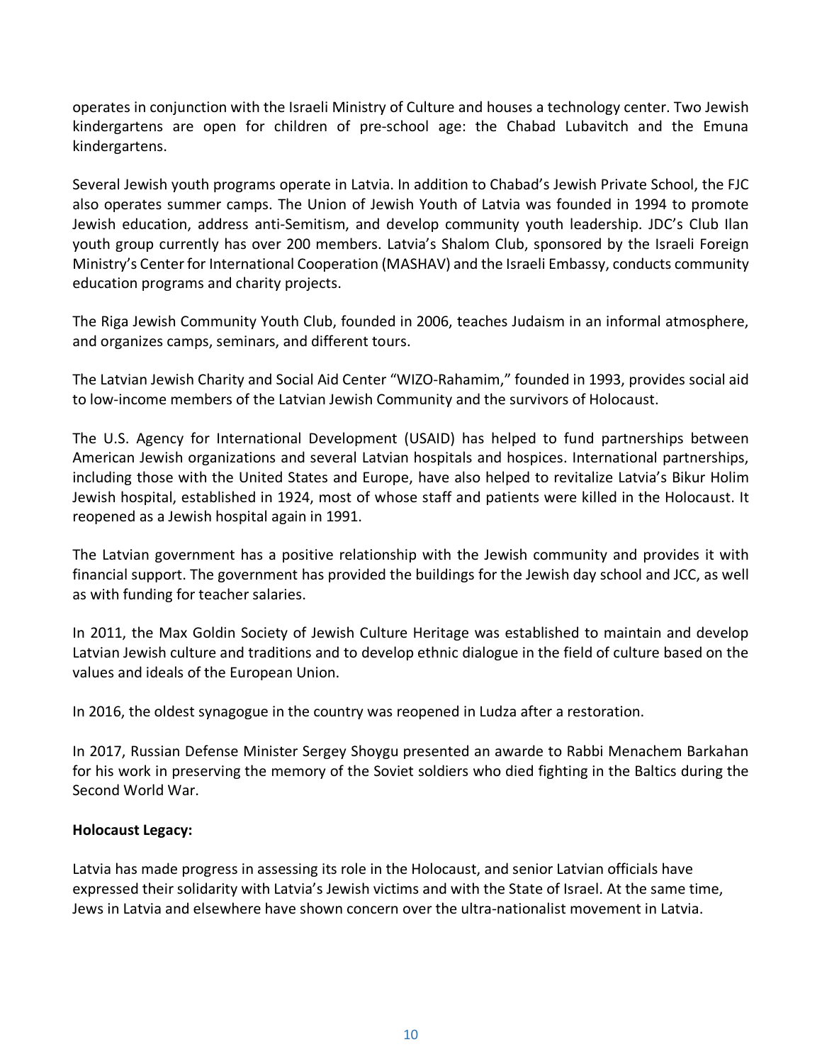operates in conjunction with the Israeli Ministry of Culture and houses a technology center. Two Jewish kindergartens are open for children of pre-school age: the Chabad Lubavitch and the Emuna kindergartens.

Several Jewish youth programs operate in Latvia. In addition to Chabad's Jewish Private School, the FJC also operates summer camps. The Union of Jewish Youth of Latvia was founded in 1994 to promote Jewish education, address anti-Semitism, and develop community youth leadership. JDC's Club Ilan youth group currently has over 200 members. Latvia's Shalom Club, sponsored by the Israeli Foreign Ministry's Center for International Cooperation (MASHAV) and the Israeli Embassy, conducts community education programs and charity projects.

The Riga Jewish Community Youth Club, founded in 2006, teaches Judaism in an informal atmosphere, and organizes camps, seminars, and different tours.

The Latvian Jewish Charity and Social Aid Center "WIZO-Rahamim," founded in 1993, provides social aid to low-income members of the Latvian Jewish Community and the survivors of Holocaust.

The U.S. Agency for International Development (USAID) has helped to fund partnerships between American Jewish organizations and several Latvian hospitals and hospices. International partnerships, including those with the United States and Europe, have also helped to revitalize Latvia's Bikur Holim Jewish hospital, established in 1924, most of whose staff and patients were killed in the Holocaust. It reopened as a Jewish hospital again in 1991.

The Latvian government has a positive relationship with the Jewish community and provides it with financial support. The government has provided the buildings for the Jewish day school and JCC, as well as with funding for teacher salaries.

In 2011, the Max Goldin Society of Jewish Culture Heritage was established to maintain and develop Latvian Jewish culture and traditions and to develop ethnic dialogue in the field of culture based on the values and ideals of the European Union.

In 2016, the oldest synagogue in the country was reopened in Ludza after a restoration.

In 2017, Russian Defense Minister Sergey Shoygu presented an awarde to Rabbi Menachem Barkahan for his work in preserving the memory of the Soviet soldiers who died fighting in the Baltics during the Second World War.

**Holocaust Legacy:**

Latvia has made progress in assessing its role in the Holocaust, and senior Latvian officials have expressed their solidarity with Latvia's Jewish victims and with the State of Israel. At the same time, Jews in Latvia and elsewhere have shown concern over the ultra-nationalist movement in Latvia.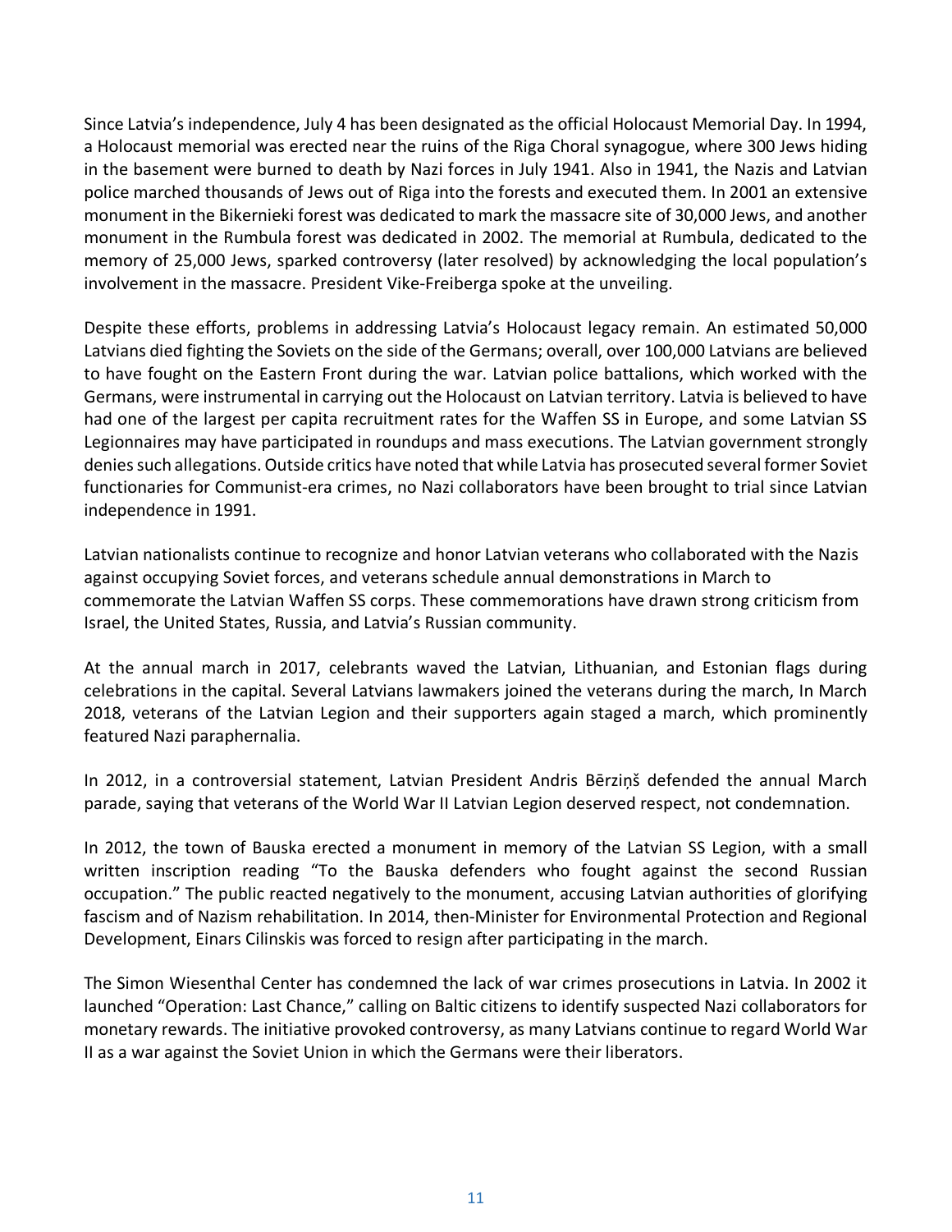Since Latvia's independence, July 4 has been designated as the official Holocaust Memorial Day. In 1994, a Holocaust memorial was erected near the ruins of the Riga Choral synagogue, where 300 Jews hiding in the basement were burned to death by Nazi forces in July 1941. Also in 1941, the Nazis and Latvian police marched thousands of Jews out of Riga into the forests and executed them. In 2001 an extensive monument in the Bikernieki forest was dedicated to mark the massacre site of 30,000 Jews, and another monument in the Rumbula forest was dedicated in 2002. The memorial at Rumbula, dedicated to the memory of 25,000 Jews, sparked controversy (later resolved) by acknowledging the local population's involvement in the massacre. President Vike-Freiberga spoke at the unveiling.

Despite these efforts, problems in addressing Latvia's Holocaust legacy remain. An estimated 50,000 Latvians died fighting the Soviets on the side of the Germans; overall, over 100,000 Latvians are believed to have fought on the Eastern Front during the war. Latvian police battalions, which worked with the Germans, were instrumental in carrying out the Holocaust on Latvian territory. Latvia is believed to have had one of the largest per capita recruitment rates for the Waffen SS in Europe, and some Latvian SS Legionnaires may have participated in roundups and mass executions. The Latvian government strongly denies such allegations. Outside critics have noted that while Latvia has prosecuted several former Soviet functionaries for Communist-era crimes, no Nazi collaborators have been brought to trial since Latvian independence in 1991.

Latvian nationalists continue to recognize and honor Latvian veterans who collaborated with the Nazis against occupying Soviet forces, and veterans schedule annual demonstrations in March to commemorate the Latvian Waffen SS corps. These commemorations have drawn strong criticism from Israel, the United States, Russia, and Latvia's Russian community.

At the annual march in 2017, celebrants waved the Latvian, Lithuanian, and Estonian flags during celebrations in the capital. Several Latvians lawmakers joined the veterans during the march, In March 2018, veterans of the Latvian Legion and their supporters again staged a march, which prominently featured Nazi paraphernalia.

In 2012, in a controversial statement, Latvian President Andris Bērziņš defended the annual March parade, saying that veterans of the World War II Latvian Legion deserved respect, not condemnation.

In 2012, the town of Bauska erected a monument in memory of the Latvian SS Legion, with a small written inscription reading "To the Bauska defenders who fought against the second Russian occupation." The public reacted negatively to the monument, accusing Latvian authorities of glorifying fascism and of Nazism rehabilitation. In 2014, then-Minister for Environmental Protection and Regional Development, Einars Cilinskis was forced to resign after participating in the march.

The Simon Wiesenthal Center has condemned the lack of war crimes prosecutions in Latvia. In 2002 it launched "Operation: Last Chance," calling on Baltic citizens to identify suspected Nazi collaborators for monetary rewards. The initiative provoked controversy, as many Latvians continue to regard World War II as a war against the Soviet Union in which the Germans were their liberators.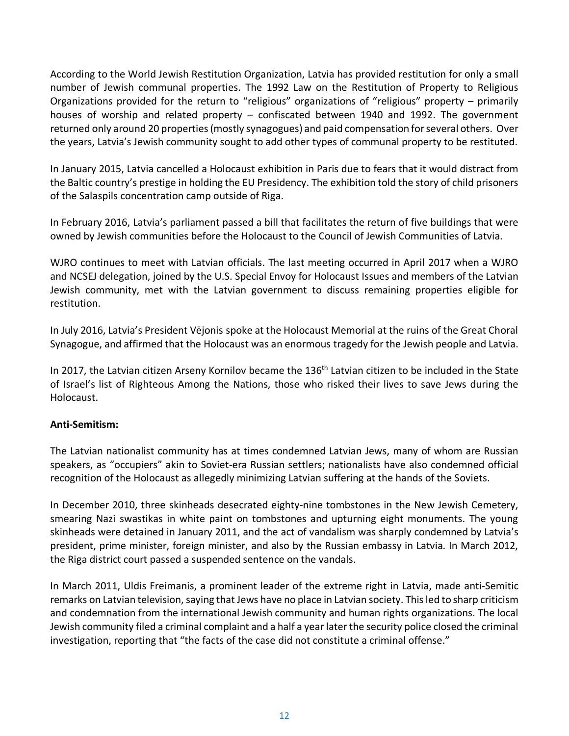According to the World Jewish Restitution Organization, Latvia has provided restitution for only a small number of Jewish communal properties. The 1992 Law on the Restitution of Property to Religious Organizations provided for the return to "religious" organizations of "religious" property – primarily houses of worship and related property – confiscated between 1940 and 1992. The government returned only around 20 properties (mostly synagogues) and paid compensation for several others. Over the years, Latvia's Jewish community sought to add other types of communal property to be restituted.

In January 2015, Latvia cancelled a Holocaust exhibition in Paris due to fears that it would distract from the Baltic country's prestige in holding the EU Presidency. The exhibition told the story of child prisoners of the Salaspils concentration camp outside of Riga.

In February 2016, Latvia's parliament passed a bill that facilitates the return of five buildings that were owned by Jewish communities before the Holocaust to the Council of Jewish Communities of Latvia.

WJRO continues to meet with Latvian officials. The last meeting occurred in April 2017 when a WJRO and NCSEJ delegation, joined by the U.S. Special Envoy for Holocaust Issues and members of the Latvian Jewish community, met with the Latvian government to discuss remaining properties eligible for restitution.

In July 2016, Latvia's President Vējonis spoke at the Holocaust Memorial at the ruins of the Great Choral Synagogue, and affirmed that the Holocaust was an enormous tragedy for the Jewish people and Latvia.

In 2017, the Latvian citizen Arseny Kornilov became the 136th Latvian citizen to be included in the State of Israel's list of Righteous Among the Nations, those who risked their lives to save Jews during the Holocaust.

**Anti-Semitism:**

The Latvian nationalist community has at times condemned Latvian Jews, many of whom are Russian speakers, as "occupiers" akin to Soviet-era Russian settlers; nationalists have also condemned official recognition of the Holocaust as allegedly minimizing Latvian suffering at the hands of the Soviets.

In December 2010, three skinheads desecrated eighty-nine tombstones in the New Jewish Cemetery, smearing Nazi swastikas in white paint on tombstones and upturning eight monuments. The young skinheads were detained in January 2011, and the act of vandalism was sharply condemned by Latvia's president, prime minister, foreign minister, and also by the Russian embassy in Latvia. In March 2012, the Riga district court passed a suspended sentence on the vandals.

In March 2011, Uldis Freimanis, a prominent leader of the extreme right in Latvia, made anti-Semitic remarks on Latvian television, saying that Jews have no place in Latvian society. This led to sharp criticism and condemnation from the international Jewish community and human rights organizations. The local Jewish community filed a criminal complaint and a half a year later the security police closed the criminal investigation, reporting that "the facts of the case did not constitute a criminal offense."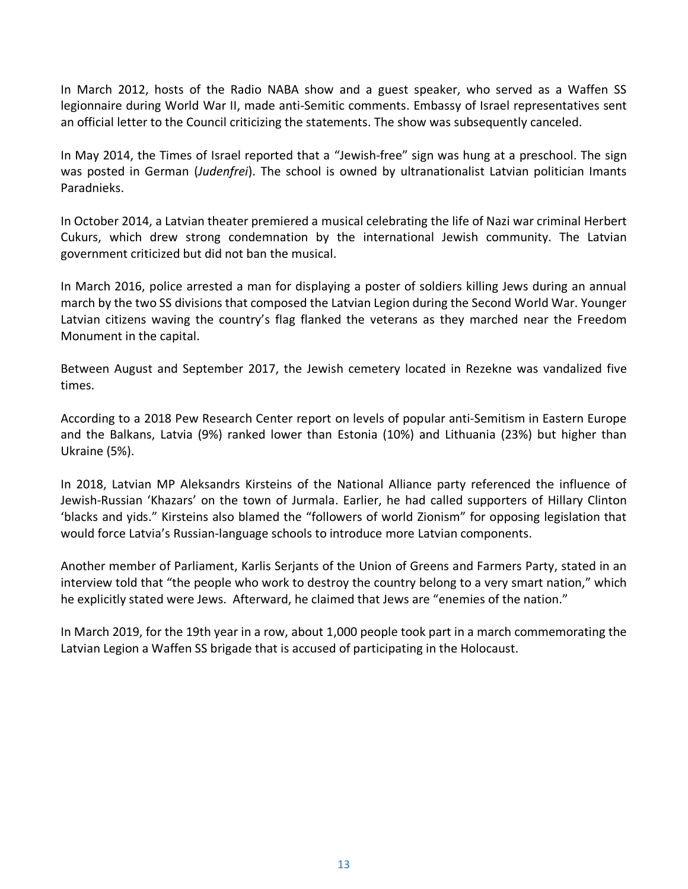In March 2012, hosts of the Radio NABA show and a guest speaker, who served as a Waffen SS legionnaire during World War II, made anti-Semitic comments. Embassy of Israel representatives sent an official letter to the Council criticizing the statements. The show was subsequently canceled.

In May 2014, the Times of Israel reported that a "Jewish-free" sign was hung at a preschool. The sign was posted in German (*Judenfrei*). The school is owned by ultranationalist Latvian politician Imants Paradnieks.

In October 2014, a Latvian theater premiered a musical celebrating the life of Nazi war criminal Herbert Cukurs, which drew strong condemnation by the international Jewish community. The Latvian government criticized but did not ban the musical.

In March 2016, police arrested a man for displaying a poster of soldiers killing Jews during an annual march by the two SS divisions that composed the Latvian Legion during the Second World War. Younger Latvian citizens waving the country's flag flanked the veterans as they marched near the Freedom Monument in the capital.

Between August and September 2017, the Jewish cemetery located in Rezekne was vandalized five times.

According to a 2018 Pew Research Center report on levels of popular anti-Semitism in Eastern Europe and the Balkans, Latvia (9%) ranked lower than Estonia (10%) and Lithuania (23%) but higher than Ukraine (5%).

In 2018, Latvian MP Aleksandrs Kirsteins of the National Alliance party referenced the influence of Jewish-Russian 'Khazars' on the town of Jurmala. Earlier, he had called supporters of Hillary Clinton 'blacks and yids." Kirsteins also blamed the "followers of world Zionism" for opposing legislation that would force Latvia's Russian-language schools to introduce more Latvian components.

Another member of Parliament, Karlis Serjants of the Union of Greens and Farmers Party, stated in an interview told that "the people who work to destroy the country belong to a very smart nation," which he explicitly stated were Jews. Afterward, he claimed that Jews are "enemies of the nation."

In March 2019, for the 19th year in a row, about 1,000 people took part in a march commemorating the Latvian Legion a Waffen SS brigade that is accused of participating in the Holocaust.